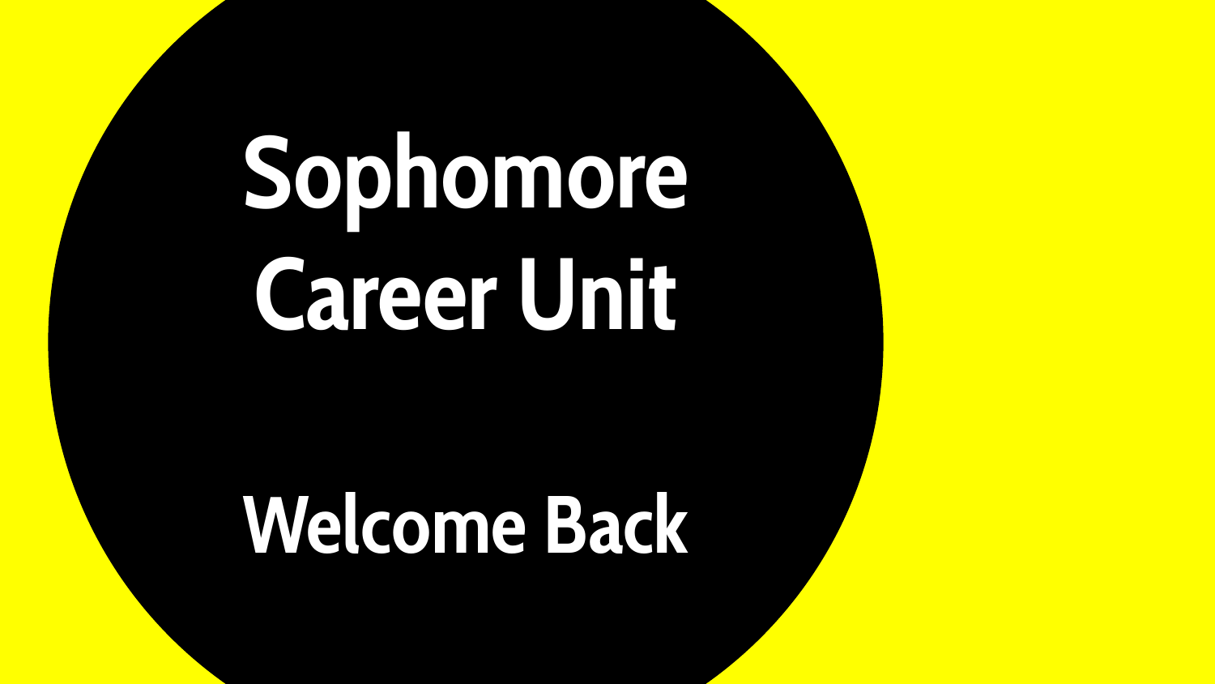# Sophomore Career Unit

## Welcome Back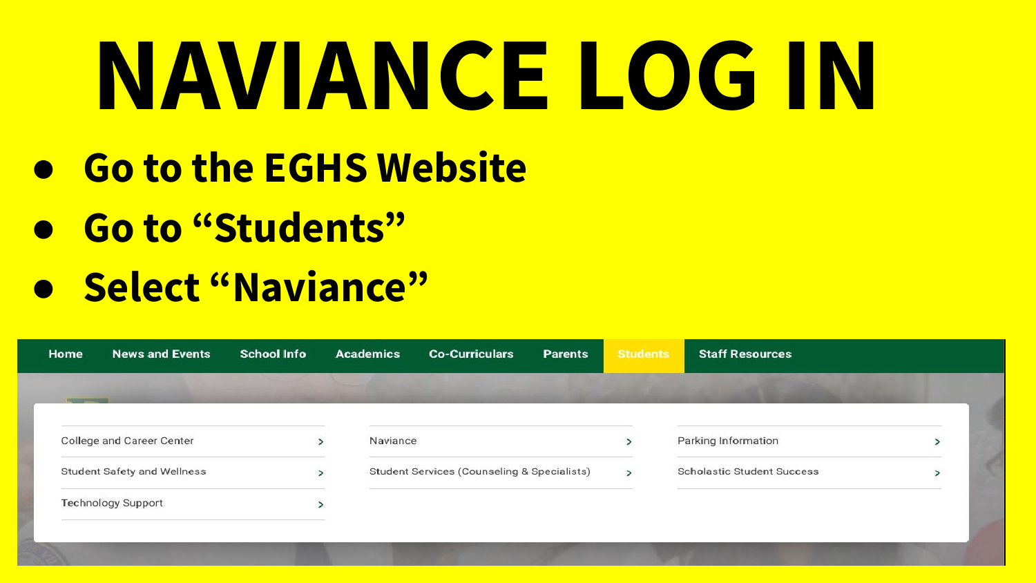# NAVIANCE LOG IN

- **Go to the EGHS Website**
- **Go to "Students"**
- **Select "Naviance"**

Home | News and Events | School Info | Academics | Co-Curriculars | Parents | Students | Staff Resources

- College and Career Center
- Student Safety and Wellness
- Technology Support
- Naviance
- Student Services (Counseling & Specialists)
- Parking Information
- Scholastic Student Success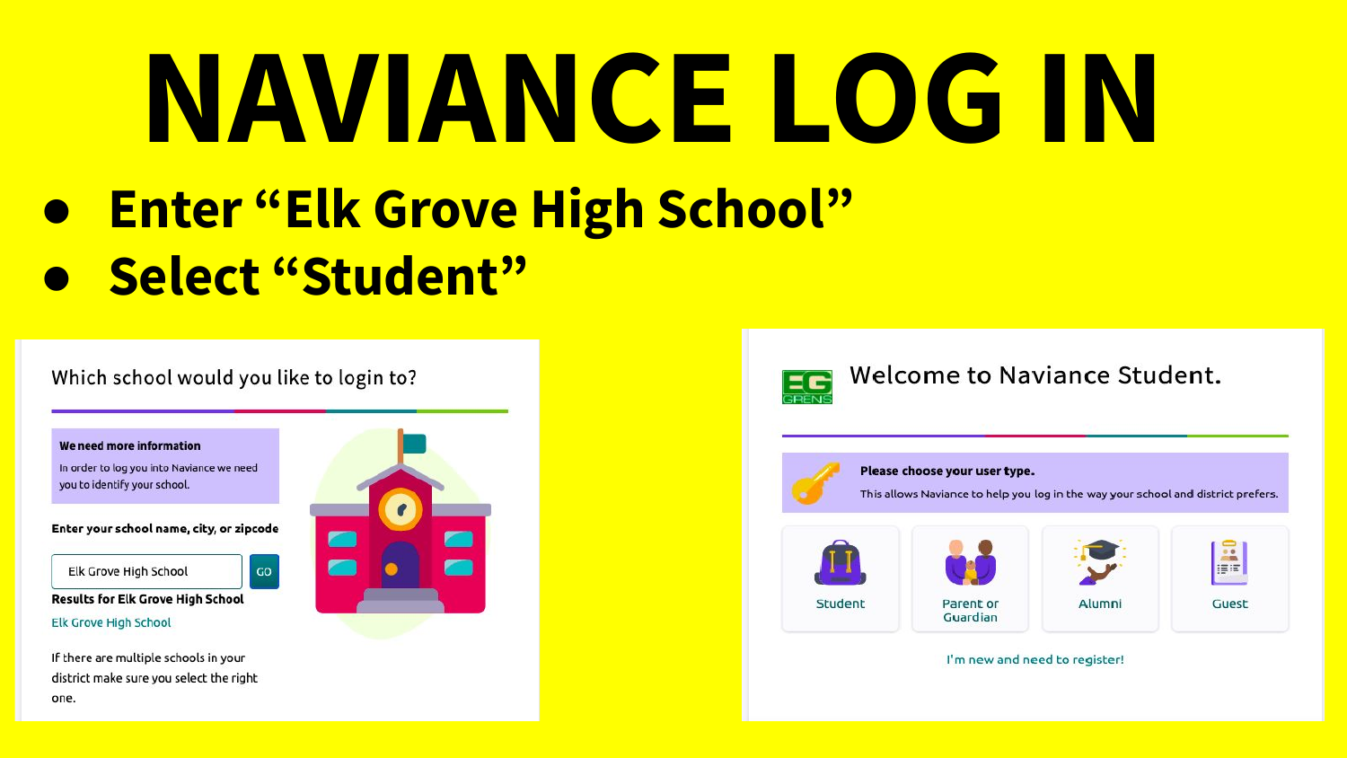# NAVIANCE LOG IN

- **Enter "Elk Grove High School"**
- **Select "Student"**

Which school would you like to login to?

**We need more information**

In order to log you into Naviance we need you to identify your school.

**Enter your school name, city, or zipcode**

Elk Grove High School GO

**Results for Elk Grove High School**

Elk Grove High School

If there are multiple schools in your district make sure you select the right one.

Welcome to Naviance Student.

**Please choose your user type.**

This allows Naviance to help you log in the way your school and district prefers.

Student | Parent or Guardian | Alumni | Guest

I'm new and need to register!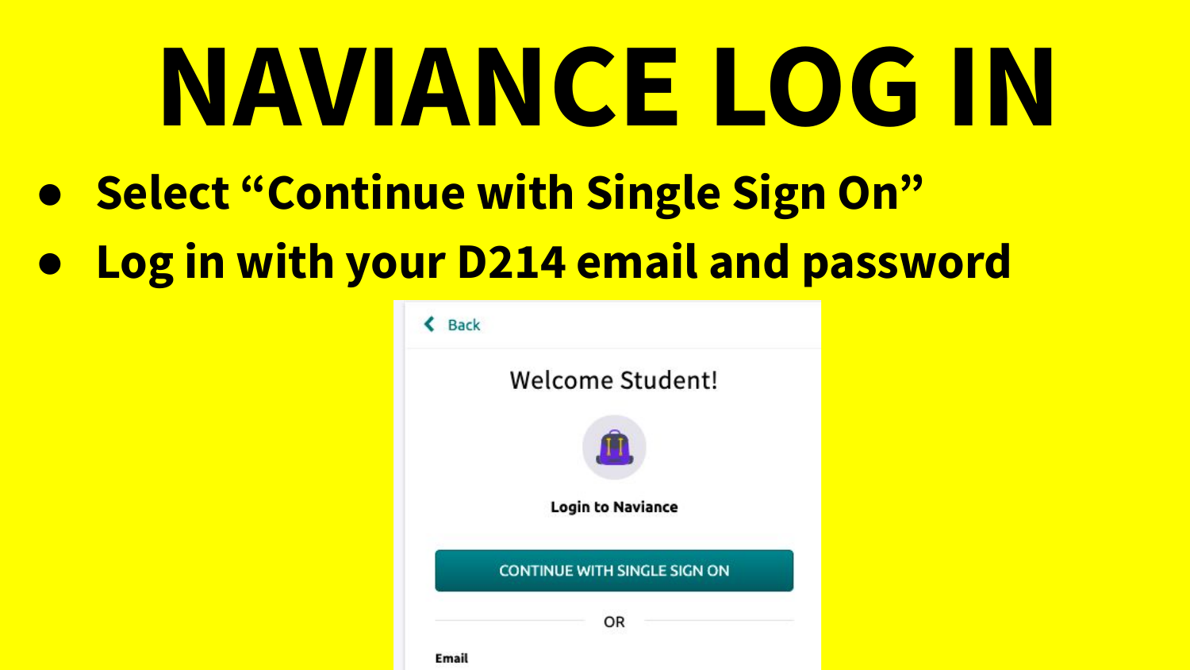# NAVIANCE LOG IN

- **Select "Continue with Single Sign On"**
- **Log in with your D214 email and password**

Back

Welcome Student!

**Login to Naviance**

CONTINUE WITH SINGLE SIGN ON

OR

**Email**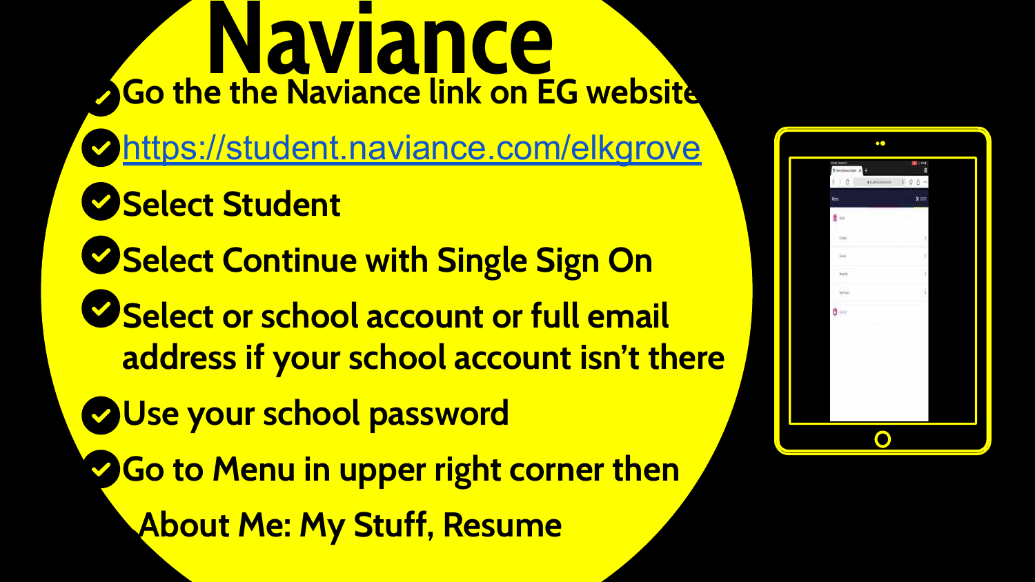# Naviance

- Go the the Naviance link on EG website
- https://student.naviance.com/elkgrove
- Select Student
- Select Continue with Single Sign On
- Select or school account or full email address if your school account isn't there
- Use your school password
- Go to Menu in upper right corner then
  About Me: My Stuff, Resume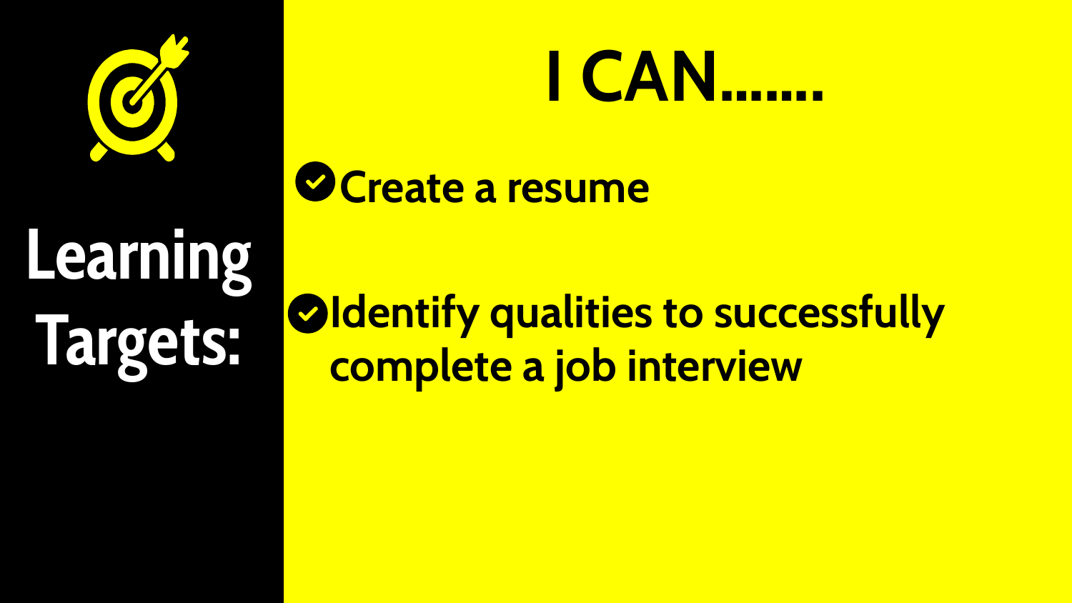# Learning Targets:

## I CAN.......

- Create a resume
- Identify qualities to successfully complete a job interview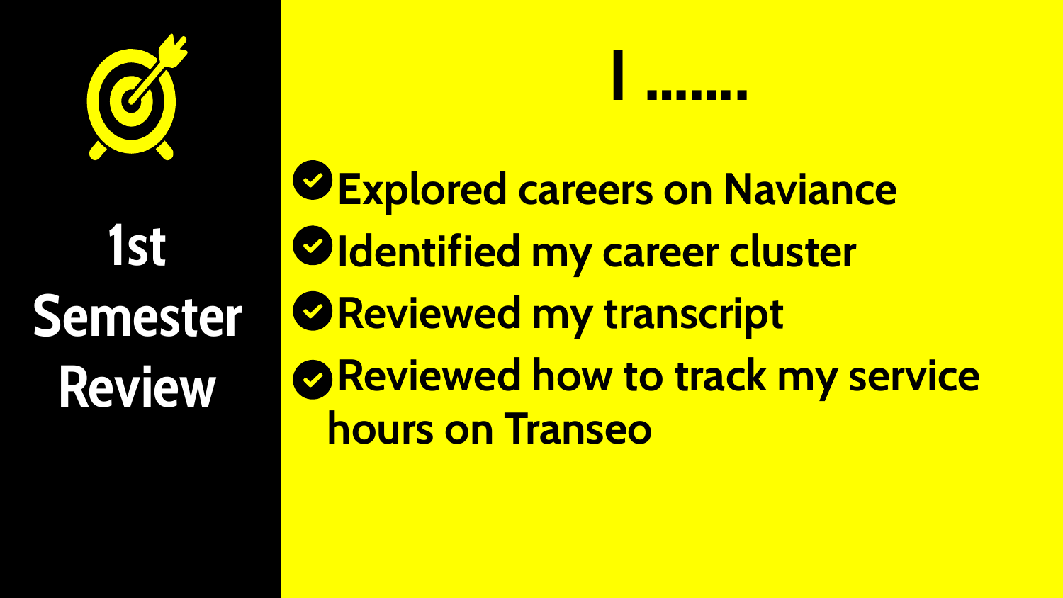# 1st Semester Review

## I .......

- Explored careers on Naviance
- Identified my career cluster
- Reviewed my transcript
- Reviewed how to track my service hours on Transeo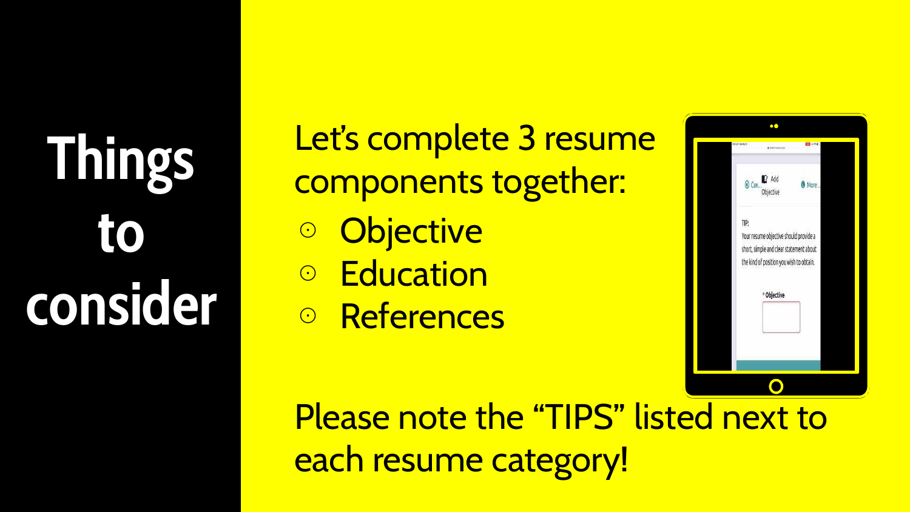# Things to consider

Let's complete 3 resume components together:

- Objective
- Education
- References

Please note the "TIPS" listed next to each resume category!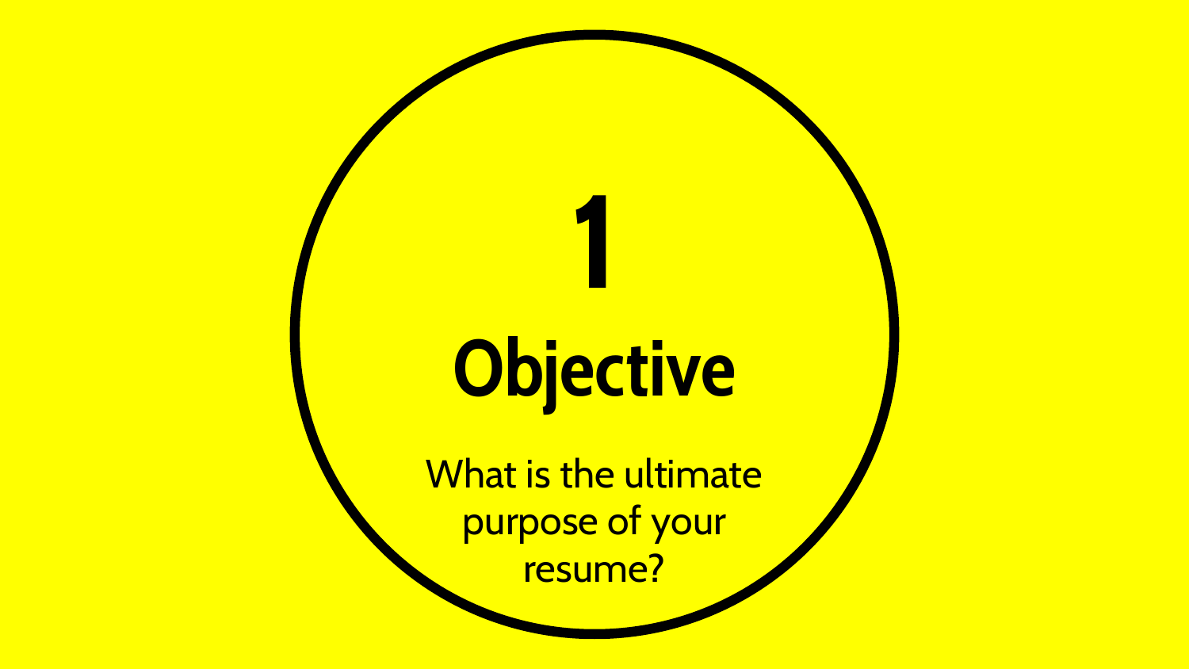# 1

## Objective

What is the ultimate purpose of your resume?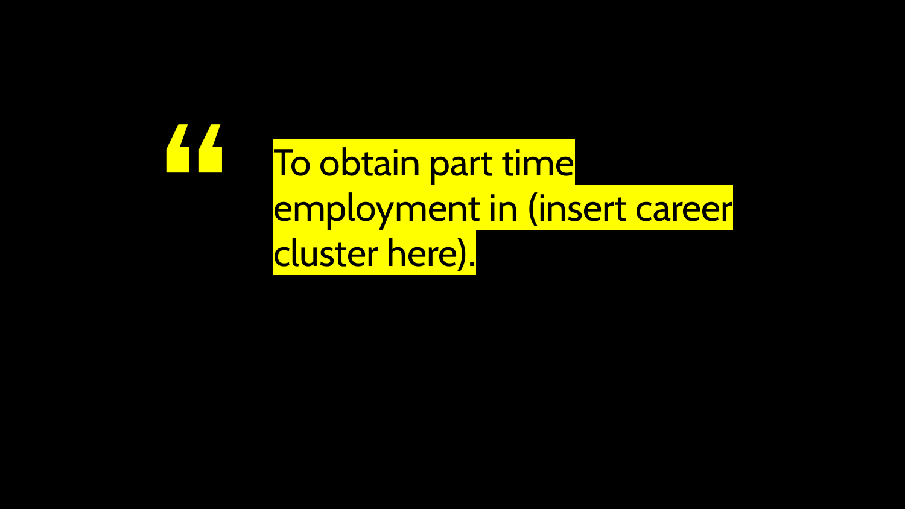> To obtain part time employment in (insert career cluster here).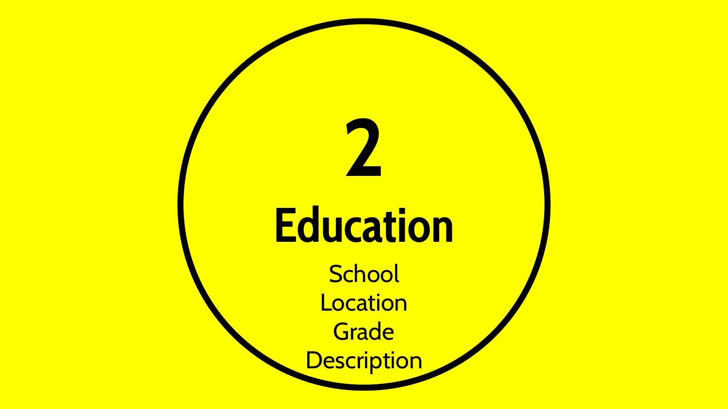# 2

## Education

School

Location

Grade

Description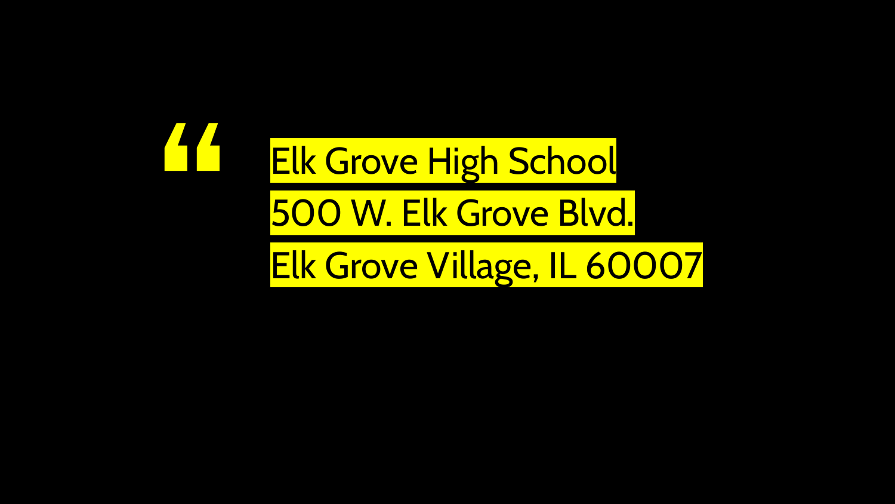“

Elk Grove High School
500 W. Elk Grove Blvd.
Elk Grove Village, IL 60007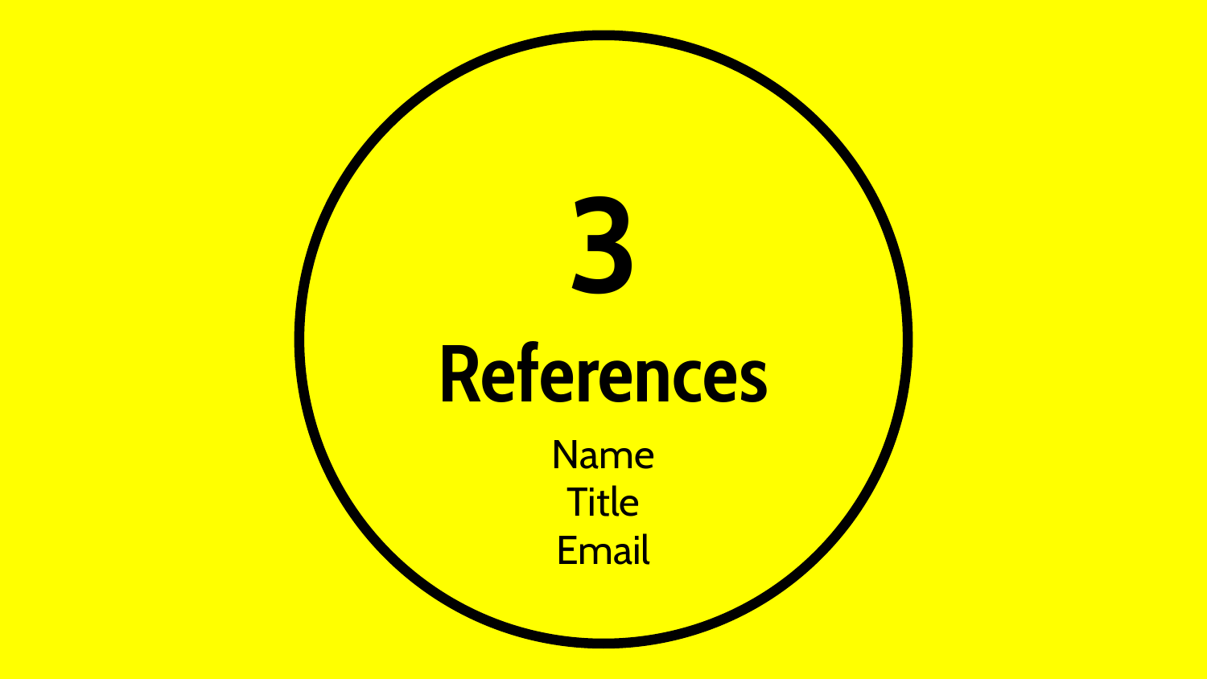# 3

## References

Name
Title
Email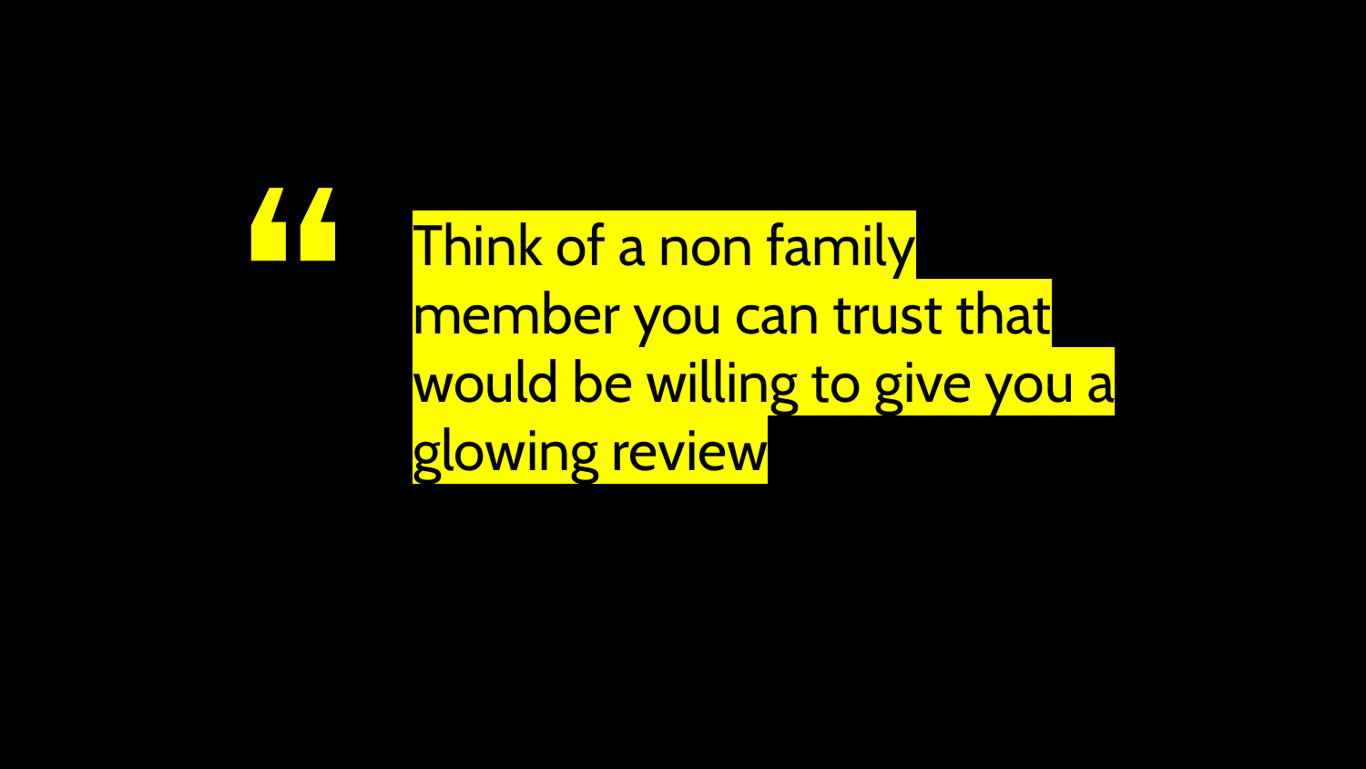> “Think of a non family member you can trust that would be willing to give you a glowing review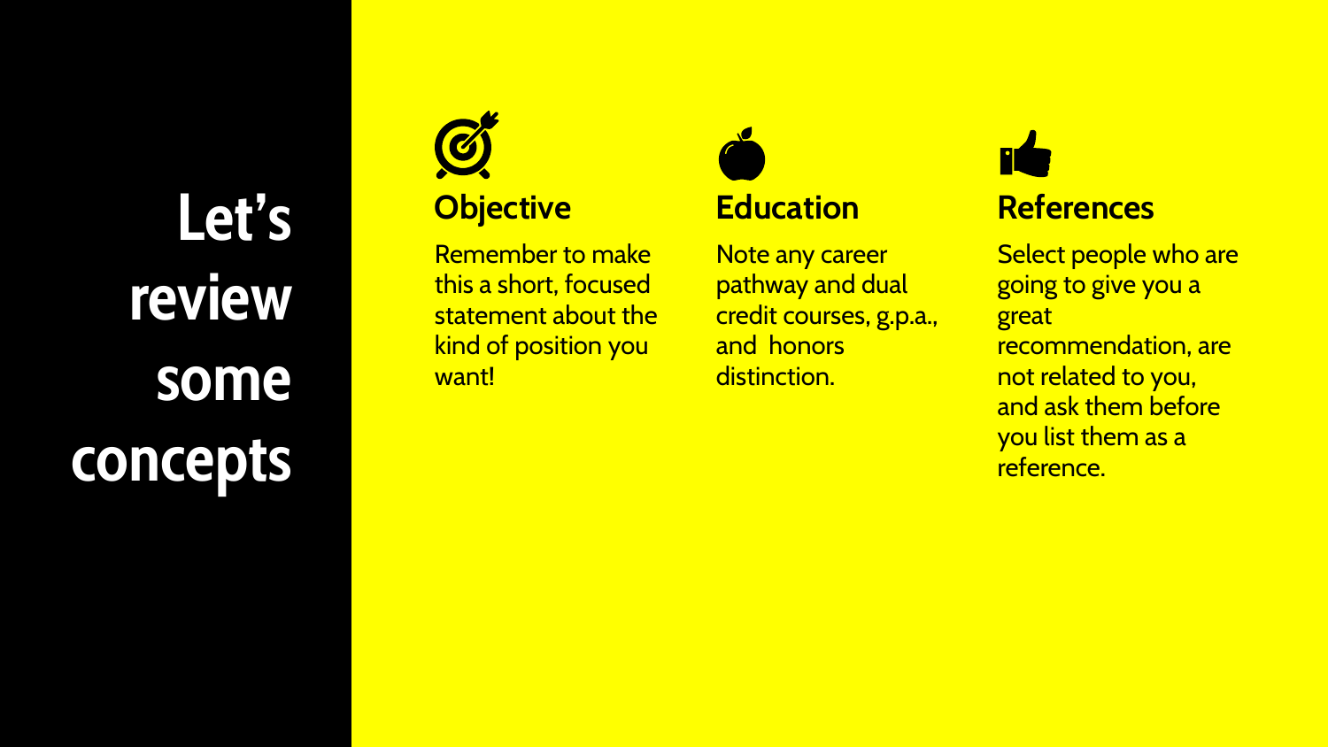# Let's review some concepts

### Objective

Remember to make this a short, focused statement about the kind of position you want!

### Education

Note any career pathway and dual credit courses, g.p.a., and honors distinction.

### References

Select people who are going to give you a great recommendation, are not related to you, and ask them before you list them as a reference.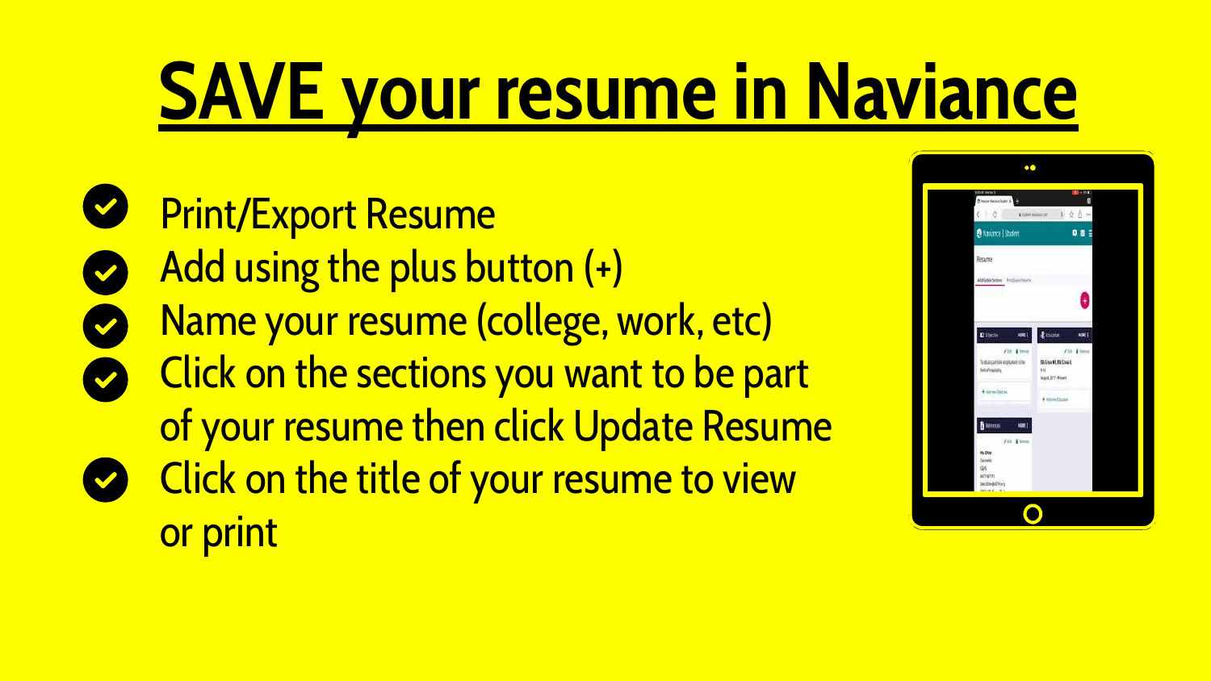# SAVE your resume in Naviance

- Print/Export Resume
- Add using the plus button (+)
- Name your resume (college, work, etc)
- Click on the sections you want to be part of your resume then click Update Resume
- Click on the title of your resume to view or print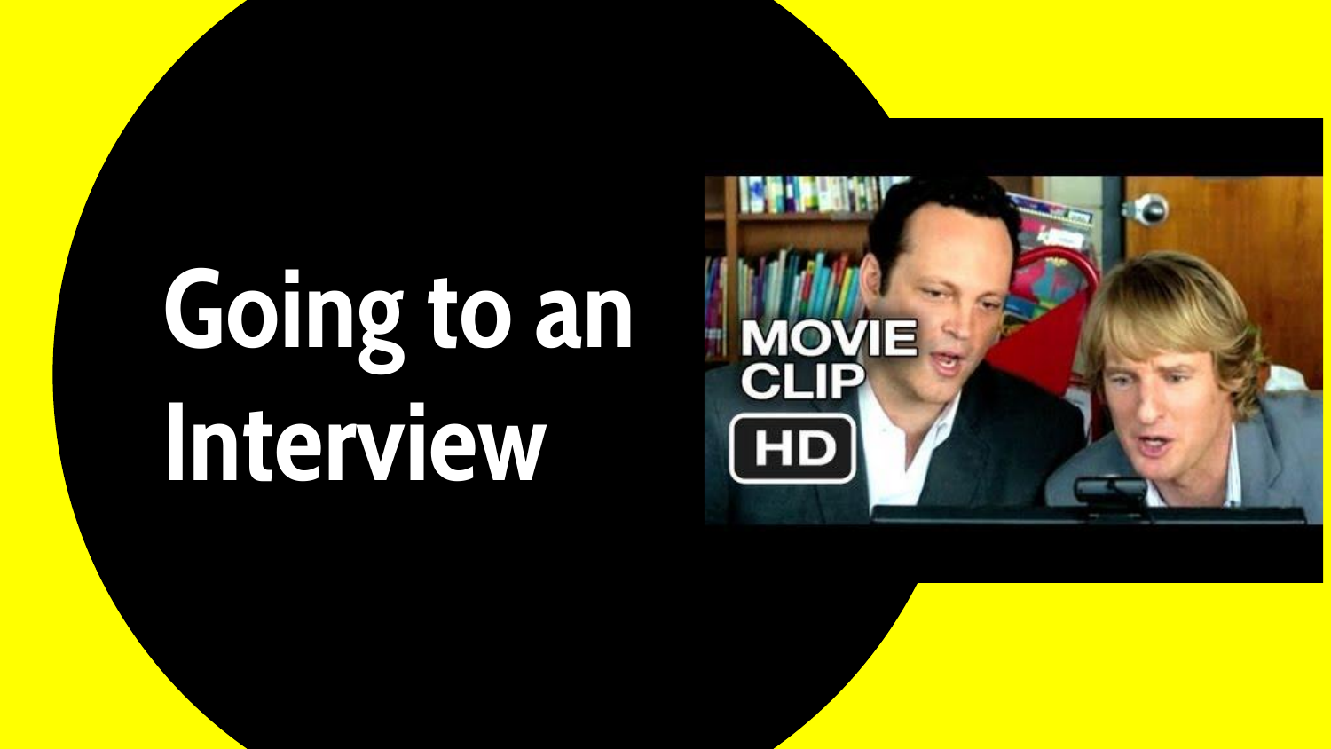# Going to an Interview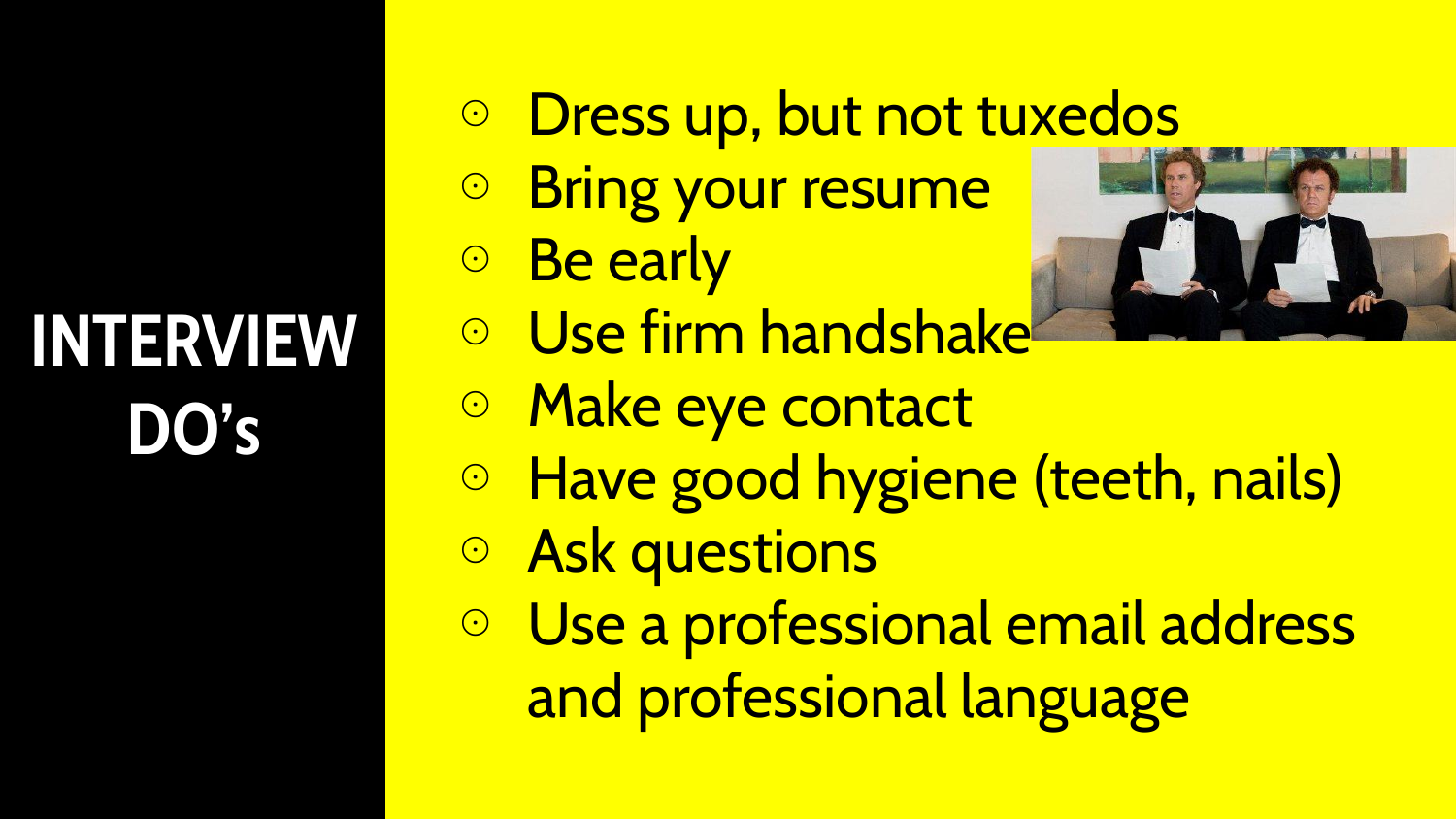# INTERVIEW DO's

- Dress up, but not tuxedos
- Bring your resume
- Be early
- Use firm handshake
- Make eye contact
- Have good hygiene (teeth, nails)
- Ask questions
- Use a professional email address and professional language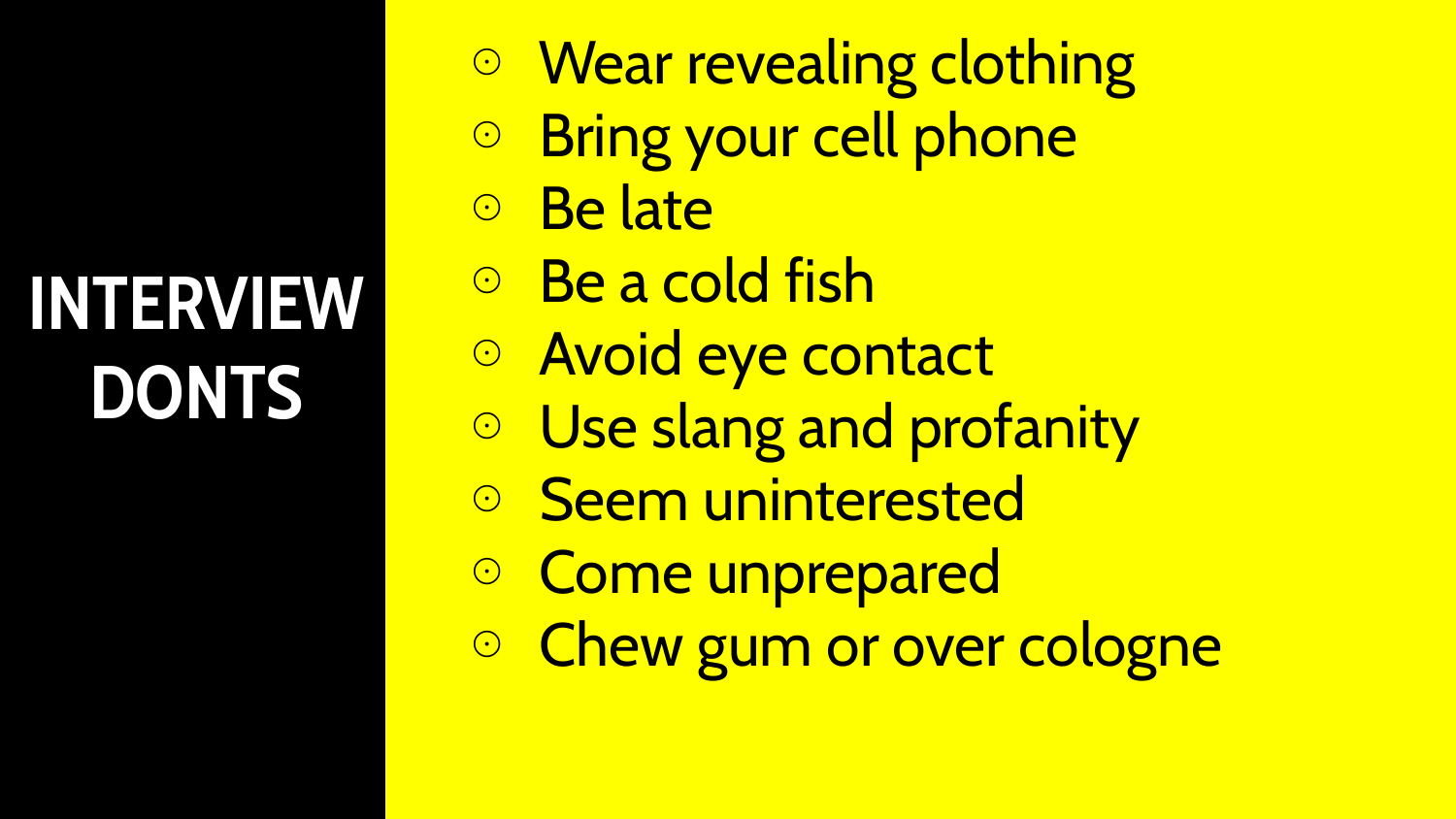# INTERVIEW DONTS

- Wear revealing clothing
- Bring your cell phone
- Be late
- Be a cold fish
- Avoid eye contact
- Use slang and profanity
- Seem uninterested
- Come unprepared
- Chew gum or over cologne